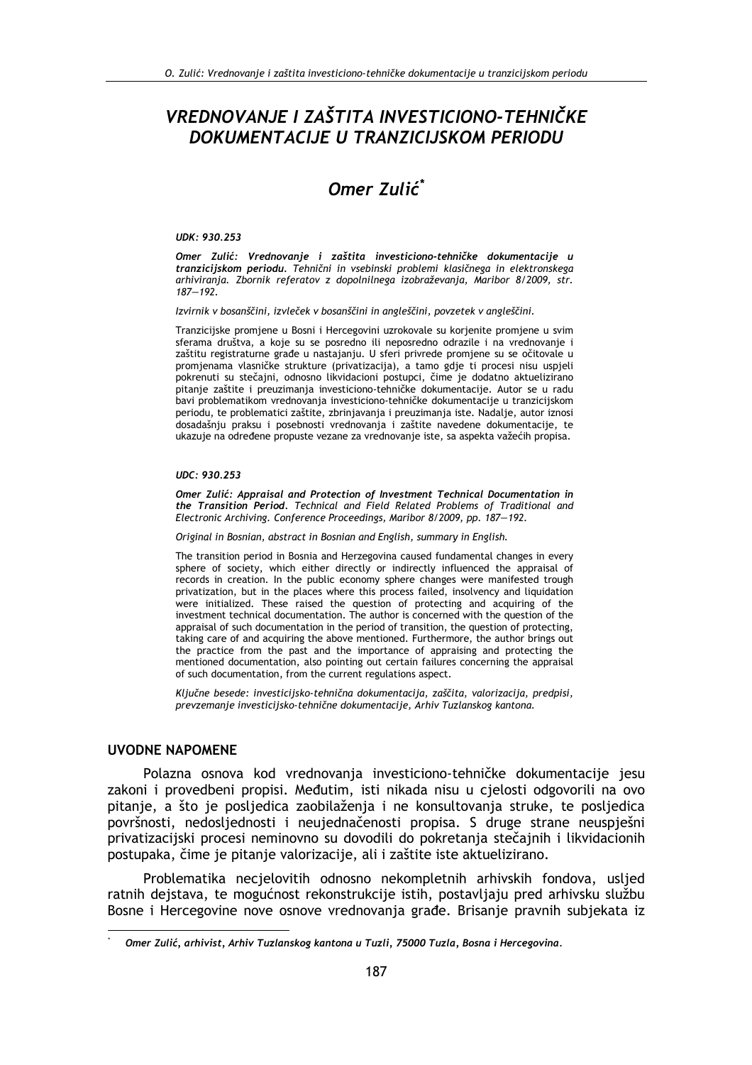# VREDNOVANJE I ZAŠTITA INVESTICIONO-TEHNIČKE DOKUMENTACIJE U TRANZICIJSKOM PERIODU

## Omer Zulić[*]

*UDK: 930.253*

***Omer Zulić: Vrednovanje i zaštita investiciono-tehničke dokumentacije u tranzicijskom periodu.*** *Tehnični in vsebinski problemi klasičnega in elektronskega arhiviranja. Zbornik referatov z dopolnilnega izobraževanja, Maribor 8/2009, str. 187—192.*

*Izvirnik v bosanščini, izvleček v bosanščini in angleščini, povzetek v angleščini.*

Tranzicijske promjene u Bosni i Hercegovini uzrokovale su korjenite promjene u svim sferama društva, a koje su se posredno ili neposredno odrazile i na vrednovanje i zaštitu registraturne građe u nastajanju. U sferi privrede promjene su se očitovale u promjenama vlasničke strukture (privatizacija), a tamo gdje ti procesi nisu uspjeli pokrenuti su stečajni, odnosno likvidacioni postupci, čime je dodatno aktuelizirano pitanje zaštite i preuzimanja investiciono-tehničke dokumentacije. Autor se u radu bavi problematikom vrednovanja investiciono-tehničke dokumentacije u tranzicijskom periodu, te problematici zaštite, zbrinjavanja i preuzimanja iste. Nadalje, autor iznosi dosadašnju praksu i posebnosti vrednovanja i zaštite navedene dokumentacije, te ukazuje na određene propuste vezane za vrednovanje iste, sa aspekta važećih propisa.

*UDC: 930.253*

***Omer Zulić: Appraisal and Protection of Investment Technical Documentation in the Transition Period.*** *Technical and Field Related Problems of Traditional and Electronic Archiving. Conference Proceedings, Maribor 8/2009, pp. 187—192.*

*Original in Bosnian, abstract in Bosnian and English, summary in English.*

The transition period in Bosnia and Herzegovina caused fundamental changes in every sphere of society, which either directly or indirectly influenced the appraisal of records in creation. In the public economy sphere changes were manifested trough privatization, but in the places where this process failed, insolvency and liquidation were initialized. These raised the question of protecting and acquiring of the investment technical documentation. The author is concerned with the question of the appraisal of such documentation in the period of transition, the question of protecting, taking care of and acquiring the above mentioned. Furthermore, the author brings out the practice from the past and the importance of appraising and protecting the mentioned documentation, also pointing out certain failures concerning the appraisal of such documentation, from the current regulations aspect.

*Ključne besede: investicijsko-tehnična dokumentacija, zaščita, valorizacija, predpisi, prevzemanje investicijsko-tehnične dokumentacije, Arhiv Tuzlanskog kantona.*

### UVODNE NAPOMENE

Polazna osnova kod vrednovanja investiciono-tehničke dokumentacije jesu zakoni i provedbeni propisi. Međutim, isti nikada nisu u cjelosti odgovorili na ovo pitanje, a što je posljedica zaobilaženja i ne konsultovanja struke, te posljedica površnosti, nedosljednosti i neujednačenosti propisa. S druge strane neuspješni privatizacijski procesi neminovno su dovodili do pokretanja stečajnih i likvidacionih postupaka, čime je pitanje valorizacije, ali i zaštite iste aktuelizirano.

Problematika necjelovitih odnosno nekompletnih arhivskih fondova, usljed ratnih dejstava, te mogućnost rekonstrukcije istih, postavljaju pred arhivsku službu Bosne i Hercegovine nove osnove vrednovanja građe. Brisanje pravnih subjekata iz

[*] *Omer Zulić, arhivist, Arhiv Tuzlanskog kantona u Tuzli, 75000 Tuzla, Bosna i Hercegovina.*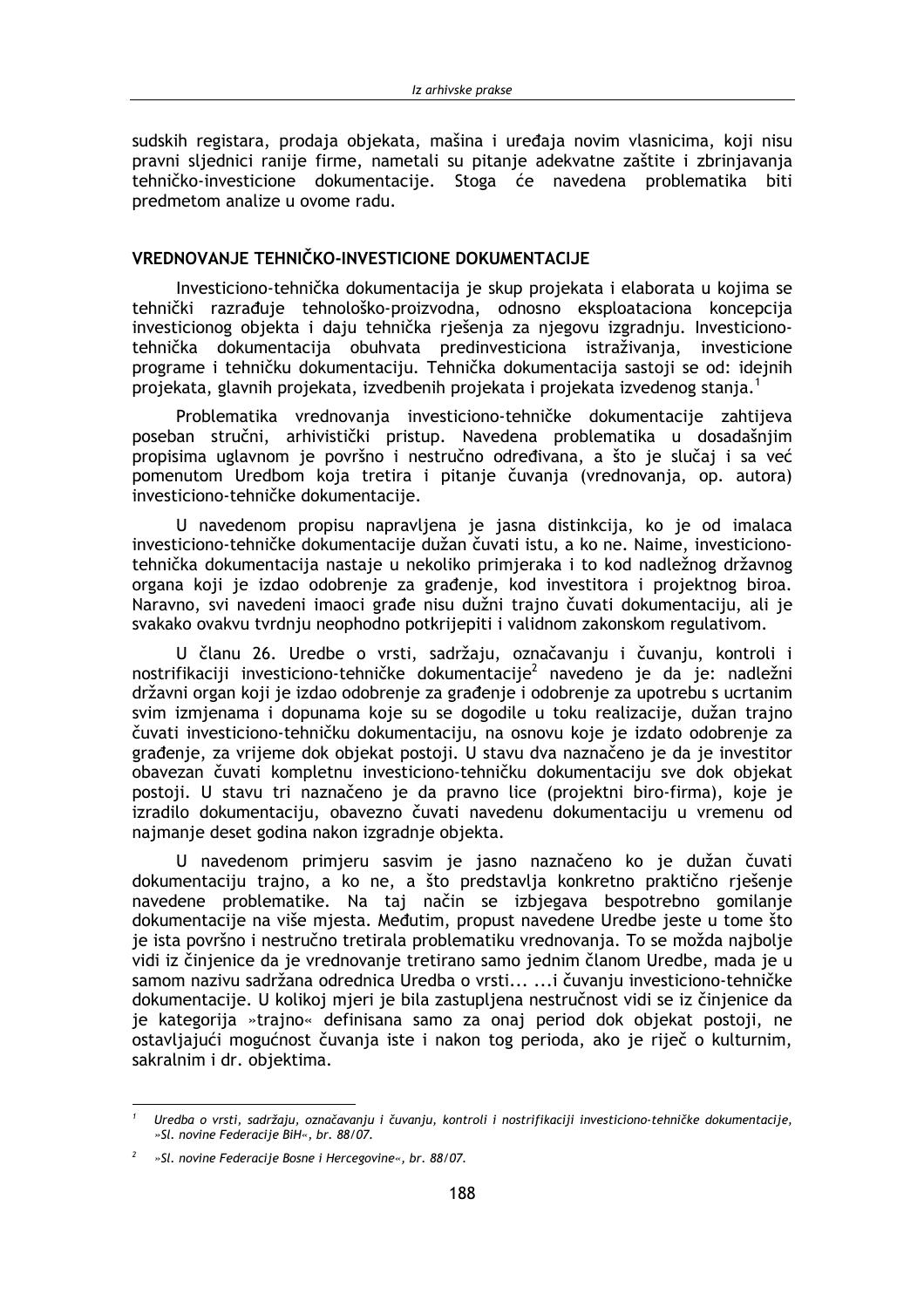sudskih registara, prodaja objekata, mašina i uređaja novim vlasnicima, koji nisu pravni sljednici ranije firme, nametali su pitanje adekvatne zaštite i zbrinjavanja tehničko-investicione dokumentacije. Stoga će navedena problematika biti predmetom analize u ovome radu.

## VREDNOVANJE TEHNIČKO-INVESTICIONE DOKUMENTACIJE

Investiciono-tehnička dokumentacija je skup projekata i elaborata u kojima se tehnički razrađuje tehnološko-proizvodna, odnosno eksploataciona koncepcija investicionog objekta i daju tehnička rješenja za njegovu izgradnju. Investiciono-tehnička dokumentacija obuhvata predinvesticiona istraživanja, investicione programe i tehničku dokumentaciju. Tehnička dokumentacija sastoji se od: idejnih projekata, glavnih projekata, izvedbenih projekata i projekata izvedenog stanja.[1]

Problematika vrednovanja investiciono-tehničke dokumentacije zahtijeva poseban stručni, arhivistički pristup. Navedena problematika u dosadašnjim propisima uglavnom je površno i nestručno određivana, a što je slučaj i sa već pomenutom Uredbom koja tretira i pitanje čuvanja (vrednovanja, op. autora) investiciono-tehničke dokumentacije.

U navedenom propisu napravljena je jasna distinkcija, ko je od imalaca investiciono-tehničke dokumentacije dužan čuvati istu, a ko ne. Naime, investiciono-tehnička dokumentacija nastaje u nekoliko primjeraka i to kod nadležnog državnog organa koji je izdao odobrenje za građenje, kod investitora i projektnog biroa. Naravno, svi navedeni imaoci građe nisu dužni trajno čuvati dokumentaciju, ali je svakako ovakvu tvrdnju neophodno potkrijepiti i validnom zakonskom regulativom.

U članu 26. Uredbe o vrsti, sadržaju, označavanju i čuvanju, kontroli i nostrifikaciji investiciono-tehničke dokumentacije[2] navedeno je da je: nadležni državni organ koji je izdao odobrenje za građenje i odobrenje za upotrebu s ucrtanim svim izmjenama i dopunama koje su se dogodile u toku realizacije, dužan trajno čuvati investiciono-tehničku dokumentaciju, na osnovu koje je izdato odobrenje za građenje, za vrijeme dok objekat postoji. U stavu dva naznačeno je da je investitor obavezan čuvati kompletnu investiciono-tehničku dokumentaciju sve dok objekat postoji. U stavu tri naznačeno je da pravno lice (projektni biro-firma), koje je izradilo dokumentaciju, obavezno čuvati navedenu dokumentaciju u vremenu od najmanje deset godina nakon izgradnje objekta.

U navedenom primjeru sasvim je jasno naznačeno ko je dužan čuvati dokumentaciju trajno, a ko ne, a što predstavlja konkretno praktično rješenje navedene problematike. Na taj način se izbjegava bespotrebno gomilanje dokumentacije na više mjesta. Međutim, propust navedene Uredbe jeste u tome što je ista površno i nestručno tretirala problematiku vrednovanja. To se možda najbolje vidi iz činjenice da je vrednovanje tretirano samo jednim članom Uredbe, mada je u samom nazivu sadržana odrednica Uredba o vrsti... ...i čuvanju investiciono-tehničke dokumentacije. U kolikoj mjeri je bila zastupljena nestručnost vidi se iz činjenice da je kategorija »trajno« definisana samo za onaj period dok objekat postoji, ne ostavljajući mogućnost čuvanja iste i nakon tog perioda, ako je riječ o kulturnim, sakralnim i dr. objektima.

---

[1] *Uredba o vrsti, sadržaju, označavanju i čuvanju, kontroli i nostrifikaciji investiciono-tehničke dokumentacije, »Sl. novine Federacije BiH«, br. 88/07.*

[2] *»Sl. novine Federacije Bosne i Hercegovine«, br. 88/07.*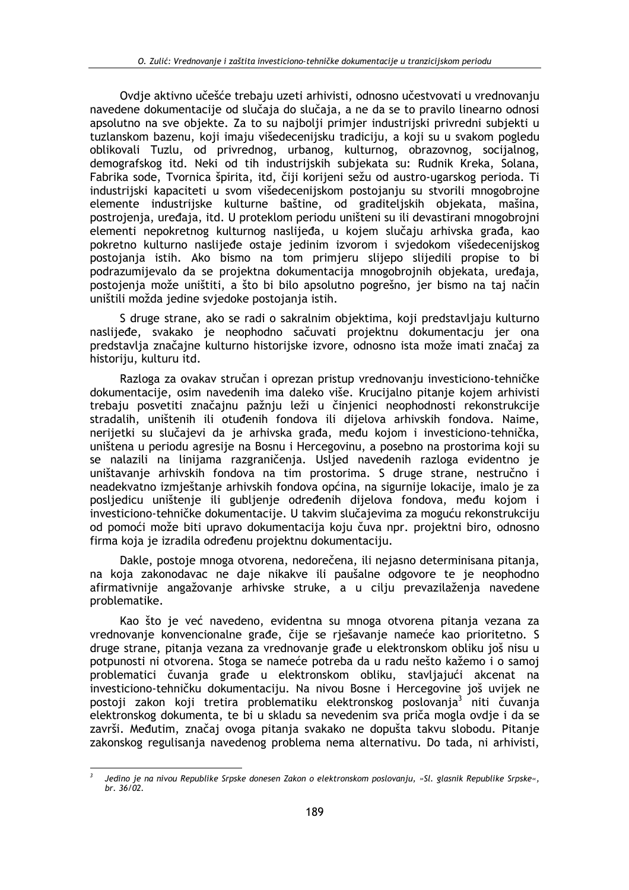Ovdje aktivno učešće trebaju uzeti arhivisti, odnosno učestvovati u vrednovanju navedene dokumentacije od slučaja do slučaja, a ne da se to pravilo linearno odnosi apsolutno na sve objekte. Za to su najbolji primjer industrijski privredni subjekti u tuzlanskom bazenu, koji imaju višedecenijsku tradiciju, a koji su u svakom pogledu oblikovali Tuzlu, od privrednog, urbanog, kulturnog, obrazovnog, socijalnog, demografskog itd. Neki od tih industrijskih subjekata su: Rudnik Kreka, Solana, Fabrika sode, Tvornica špirita, itd, čiji korijeni sežu od austro-ugarskog perioda. Ti industrijski kapaciteti u svom višedecenijskom postojanju su stvorili mnogobrojne elemente industrijske kulturne baštine, od graditeljskih objekata, mašina, postrojenja, uređaja, itd. U proteklom periodu uništeni su ili devastirani mnogobrojni elementi nepokretnog kulturnog naslijeđa, u kojem slučaju arhivska građa, kao pokretno kulturno naslijeđe ostaje jedinim izvorom i svjedokom višedecenijskog postojanja istih. Ako bismo na tom primjeru slijepo slijedili propise to bi podrazumijevalo da se projektna dokumentacija mnogobrojnih objekata, uređaja, postojenja može uništiti, a što bi bilo apsolutno pogrešno, jer bismo na taj način uništili možda jedine svjedoke postojanja istih.

S druge strane, ako se radi o sakralnim objektima, koji predstavljaju kulturno naslijeđe, svakako je neophodno sačuvati projektnu dokumentacju jer ona predstavlja značajne kulturno historijske izvore, odnosno ista može imati značaj za historiju, kulturu itd.

Razloga za ovakav stručan i oprezan pristup vrednovanju investiciono-tehničke dokumentacije, osim navedenih ima daleko više. Krucijalno pitanje kojem arhivisti trebaju posvetiti značajnu pažnju leži u činjenici neophodnosti rekonstrukcije stradalih, uništenih ili otuđenih fondova ili dijelova arhivskih fondova. Naime, nerijetki su slučajevi da je arhivska građa, među kojom i investiciono-tehnička, uništena u periodu agresije na Bosnu i Hercegovinu, a posebno na prostorima koji su se nalazili na linijama razgraničenja. Usljed navedenih razloga evidentno je uništavanje arhivskih fondova na tim prostorima. S druge strane, nestručno i neadekvatno izmještanje arhivskih fondova općina, na sigurnije lokacije, imalo je za posljedicu uništenje ili gubljenje određenih dijelova fondova, među kojom i investiciono-tehničke dokumentacije. U takvim slučajevima za moguću rekonstrukciju od pomoći može biti upravo dokumentacija koju čuva npr. projektni biro, odnosno firma koja je izradila određenu projektnu dokumentaciju.

Dakle, postoje mnoga otvorena, nedorečena, ili nejasno determinisana pitanja, na koja zakonodavac ne daje nikakve ili paušalne odgovore te je neophodno afirmativnije angažovanje arhivske struke, a u cilju prevazilaženja navedene problematike.

Kao što je već navedeno, evidentna su mnoga otvorena pitanja vezana za vrednovanje konvencionalne građe, čije se rješavanje nameće kao prioritetno. S druge strane, pitanja vezana za vrednovanje građe u elektronskom obliku još nisu u potpunosti ni otvorena. Stoga se nameće potreba da u radu nešto kažemo i o samoj problematici čuvanja građe u elektronskom obliku, stavljajući akcenat na investiciono-tehničku dokumentaciju. Na nivou Bosne i Hercegovine još uvijek ne postoji zakon koji tretira problematiku elektronskog poslovanja[3] niti čuvanja elektronskog dokumenta, te bi u skladu sa nevedenim sva priča mogla ovdje i da se završi. Međutim, značaj ovoga pitanja svakako ne dopušta takvu slobodu. Pitanje zakonskog regulisanja navedenog problema nema alternativu. Do tada, ni arhivisti,

---

[3] *Jedino je na nivou Republike Srpske donesen Zakon o elektronskom poslovanju, »Sl. glasnik Republike Srpske«, br. 36/02.*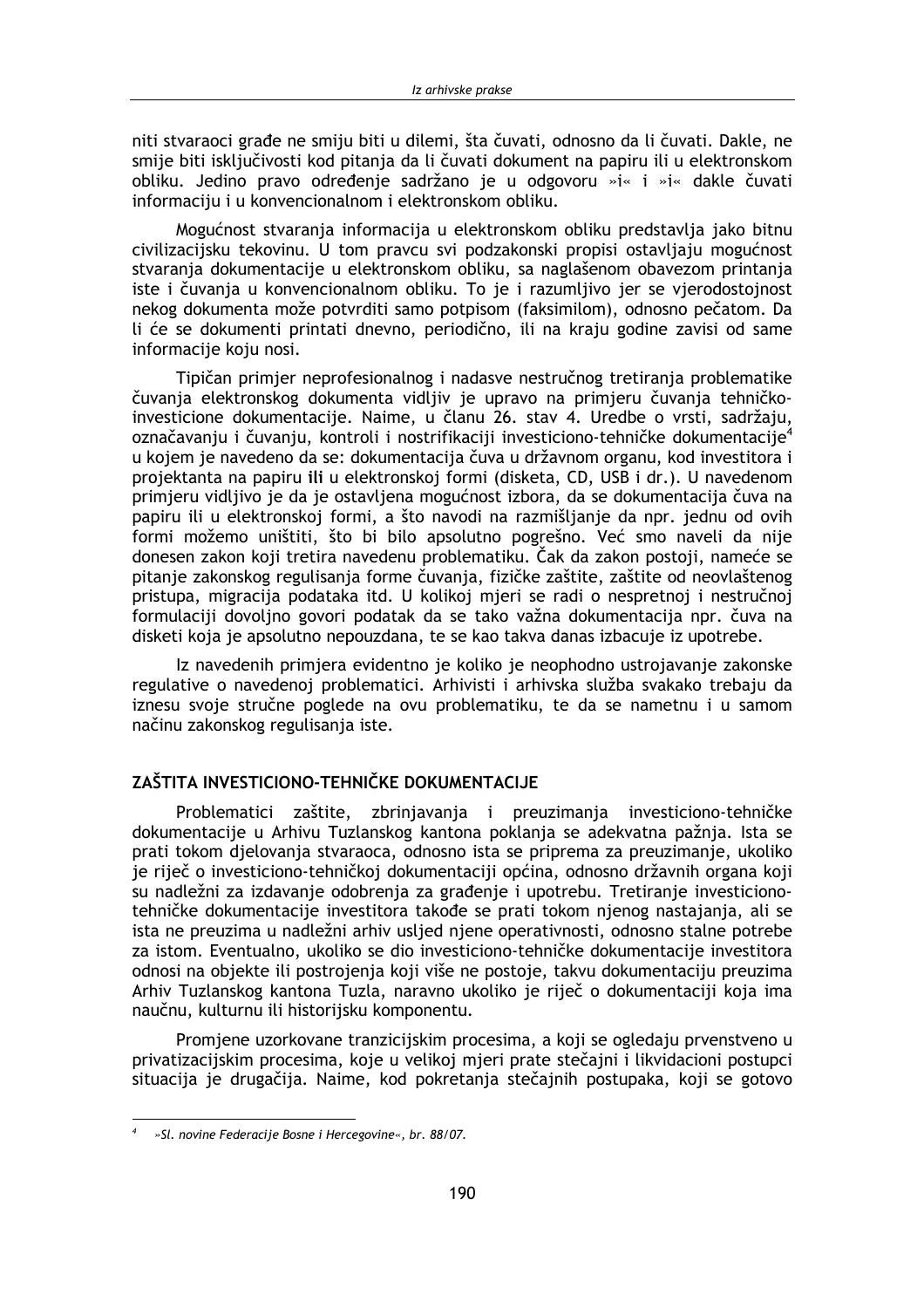niti stvaraoci građe ne smiju biti u dilemi, šta čuvati, odnosno da li čuvati. Dakle, ne smije biti isključivosti kod pitanja da li čuvati dokument na papiru ili u elektronskom obliku. Jedino pravo određenje sadržano je u odgovoru »i« i »i« dakle čuvati informaciju i u konvencionalnom i elektronskom obliku.

Mogućnost stvaranja informacija u elektronskom obliku predstavlja jako bitnu civilizacijsku tekovinu. U tom pravcu svi podzakonski propisi ostavljaju mogućnost stvaranja dokumentacije u elektronskom obliku, sa naglašenom obavezom printanja iste i čuvanja u konvencionalnom obliku. To je i razumljivo jer se vjerodostojnost nekog dokumenta može potvrditi samo potpisom (faksimilom), odnosno pečatom. Da li će se dokumenti printati dnevno, periodično, ili na kraju godine zavisi od same informacije koju nosi.

Tipičan primjer neprofesionalnog i nadasve nestručnog tretiranja problematike čuvanja elektronskog dokumenta vidljiv je upravo na primjeru čuvanja tehničko-investicione dokumentacije. Naime, u članu 26. stav 4. Uredbe o vrsti, sadržaju, označavanju i čuvanju, kontroli i nostrifikaciji investiciono-tehničke dokumentacije[4] u kojem je navedeno da se: dokumentacija čuva u državnom organu, kod investitora i projektanta na papiru **ili** u elektronskoj formi (disketa, CD, USB i dr.). U navedenom primjeru vidljivo je da je ostavljena mogućnost izbora, da se dokumentacija čuva na papiru ili u elektronskoj formi, a što navodi na razmišljanje da npr. jednu od ovih formi možemo uništiti, što bi bilo apsolutno pogrešno. Već smo naveli da nije donesen zakon koji tretira navedenu problematiku. Čak da zakon postoji, nameće se pitanje zakonskog regulisanja forme čuvanja, fizičke zaštite, zaštite od neovlaštenog pristupa, migracija podataka itd. U kolikoj mjeri se radi o nespretnoj i nestručnoj formulaciji dovoljno govori podatak da se tako važna dokumentacija npr. čuva na disketi koja je apsolutno nepouzdana, te se kao takva danas izbacuje iz upotrebe.

Iz navedenih primjera evidentno je koliko je neophodno ustrojavanje zakonske regulative o navedenoj problematici. Arhivisti i arhivska služba svakako trebaju da iznesu svoje stručne poglede na ovu problematiku, te da se nametnu i u samom načinu zakonskog regulisanja iste.

## ZAŠTITA INVESTICIONO-TEHNIČKE DOKUMENTACIJE

Problematici zaštite, zbrinjavanja i preuzimanja investiciono-tehničke dokumentacije u Arhivu Tuzlanskog kantona poklanja se adekvatna pažnja. Ista se prati tokom djelovanja stvaraoca, odnosno ista se priprema za preuzimanje, ukoliko je riječ o investiciono-tehničkoj dokumentaciji općina, odnosno državnih organa koji su nadležni za izdavanje odobrenja za građenje i upotrebu. Tretiranje investiciono-tehničke dokumentacije investitora takođe se prati tokom njenog nastajanja, ali se ista ne preuzima u nadležni arhiv usljed njene operativnosti, odnosno stalne potrebe za istom. Eventualno, ukoliko se dio investiciono-tehničke dokumentacije investitora odnosi na objekte ili postrojenja koji više ne postoje, takvu dokumentaciju preuzima Arhiv Tuzlanskog kantona Tuzla, naravno ukoliko je riječ o dokumentaciji koja ima naučnu, kulturnu ili historijsku komponentu.

Promjene uzorkovane tranzicijskim procesima, a koji se ogledaju prvenstveno u privatizacijskim procesima, koje u velikoj mjeri prate stečajni i likvidacioni postupci situacija je drugačija. Naime, kod pokretanja stečajnih postupaka, koji se gotovo

---

[4] *»Sl. novine Federacije Bosne i Hercegovine«, br. 88/07.*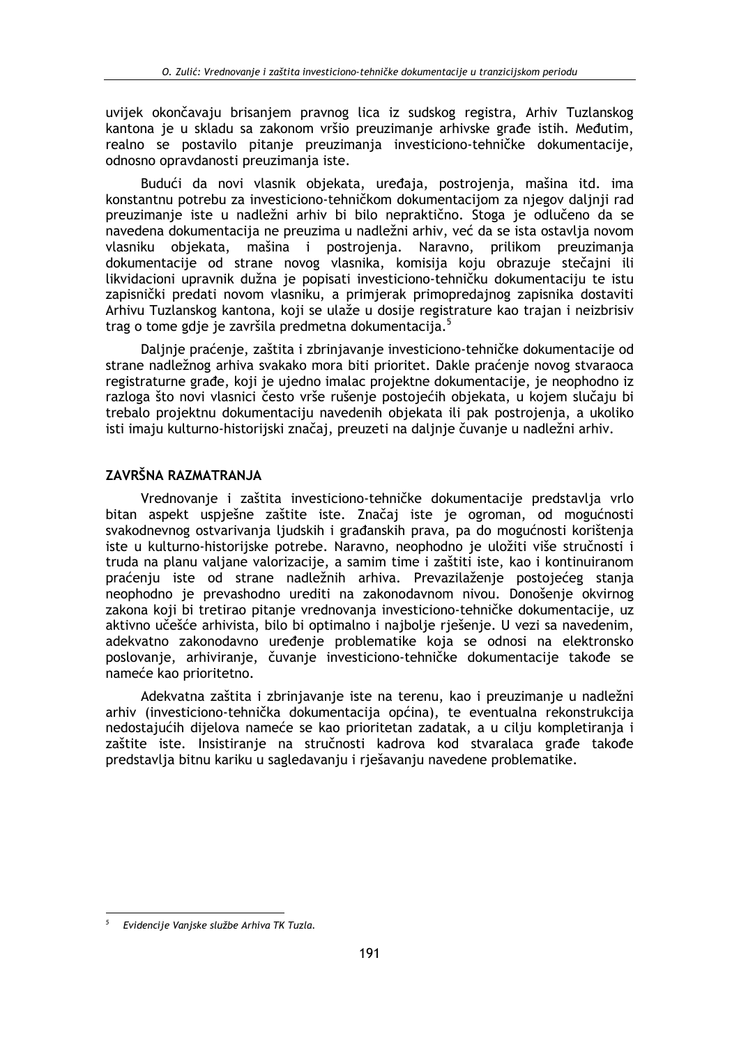uvijek okončavaju brisanjem pravnog lica iz sudskog registra, Arhiv Tuzlanskog kantona je u skladu sa zakonom vršio preuzimanje arhivske građe istih. Međutim, realno se postavilo pitanje preuzimanja investiciono-tehničke dokumentacije, odnosno opravdanosti preuzimanja iste.

Budući da novi vlasnik objekata, uređaja, postrojenja, mašina itd. ima konstantnu potrebu za investiciono-tehničkom dokumentacijom za njegov daljnji rad preuzimanje iste u nadležni arhiv bi bilo nepraktično. Stoga je odlučeno da se navedena dokumentacija ne preuzima u nadležni arhiv, već da se ista ostavlja novom vlasniku objekata, mašina i postrojenja. Naravno, prilikom preuzimanja dokumentacije od strane novog vlasnika, komisija koju obrazuje stečajni ili likvidacioni upravnik dužna je popisati investiciono-tehničku dokumentaciju te istu zapisnički predati novom vlasniku, a primjerak primopredajnog zapisnika dostaviti Arhivu Tuzlanskog kantona, koji se ulaže u dosije registrature kao trajan i neizbrisiv trag o tome gdje je završila predmetna dokumentacija.[5]

Daljnje praćenje, zaštita i zbrinjavanje investiciono-tehničke dokumentacije od strane nadležnog arhiva svakako mora biti prioritet. Dakle praćenje novog stvaraoca registraturne građe, koji je ujedno imalac projektne dokumentacije, je neophodno iz razloga što novi vlasnici često vrše rušenje postojećih objekata, u kojem slučaju bi trebalo projektnu dokumentaciju navedenih objekata ili pak postrojenja, a ukoliko isti imaju kulturno-historijski značaj, preuzeti na daljnje čuvanje u nadležni arhiv.

## ZAVRŠNA RAZMATRANJA

Vrednovanje i zaštita investiciono-tehničke dokumentacije predstavlja vrlo bitan aspekt uspješne zaštite iste. Značaj iste je ogroman, od mogućnosti svakodnevnog ostvarivanja ljudskih i građanskih prava, pa do mogućnosti korištenja iste u kulturno-historijske potrebe. Naravno, neophodno je uložiti više stručnosti i truda na planu valjane valorizacije, a samim time i zaštiti iste, kao i kontinuiranom praćenju iste od strane nadležnih arhiva. Prevazilaženje postojećeg stanja neophodno je prevashodno urediti na zakonodavnom nivou. Donošenje okvirnog zakona koji bi tretirao pitanje vrednovanja investiciono-tehničke dokumentacije, uz aktivno učešće arhivista, bilo bi optimalno i najbolje rješenje. U vezi sa navedenim, adekvatno zakonodavno uređenje problematike koja se odnosi na elektronsko poslovanje, arhiviranje, čuvanje investiciono-tehničke dokumentacije također se nameće kao prioritetno.

Adekvatna zaštita i zbrinjavanje iste na terenu, kao i preuzimanje u nadležni arhiv (investiciono-tehnička dokumentacija općina), te eventualna rekonstrukcija nedostajućih dijelova nameće se kao prioritetan zadatak, a u cilju kompletiranja i zaštite iste. Insistiranje na stručnosti kadrova kod stvaralaca građe također predstavlja bitnu kariku u sagledavanju i rješavanju navedene problematike.

---

[5] *Evidencije Vanjske službe Arhiva TK Tuzla.*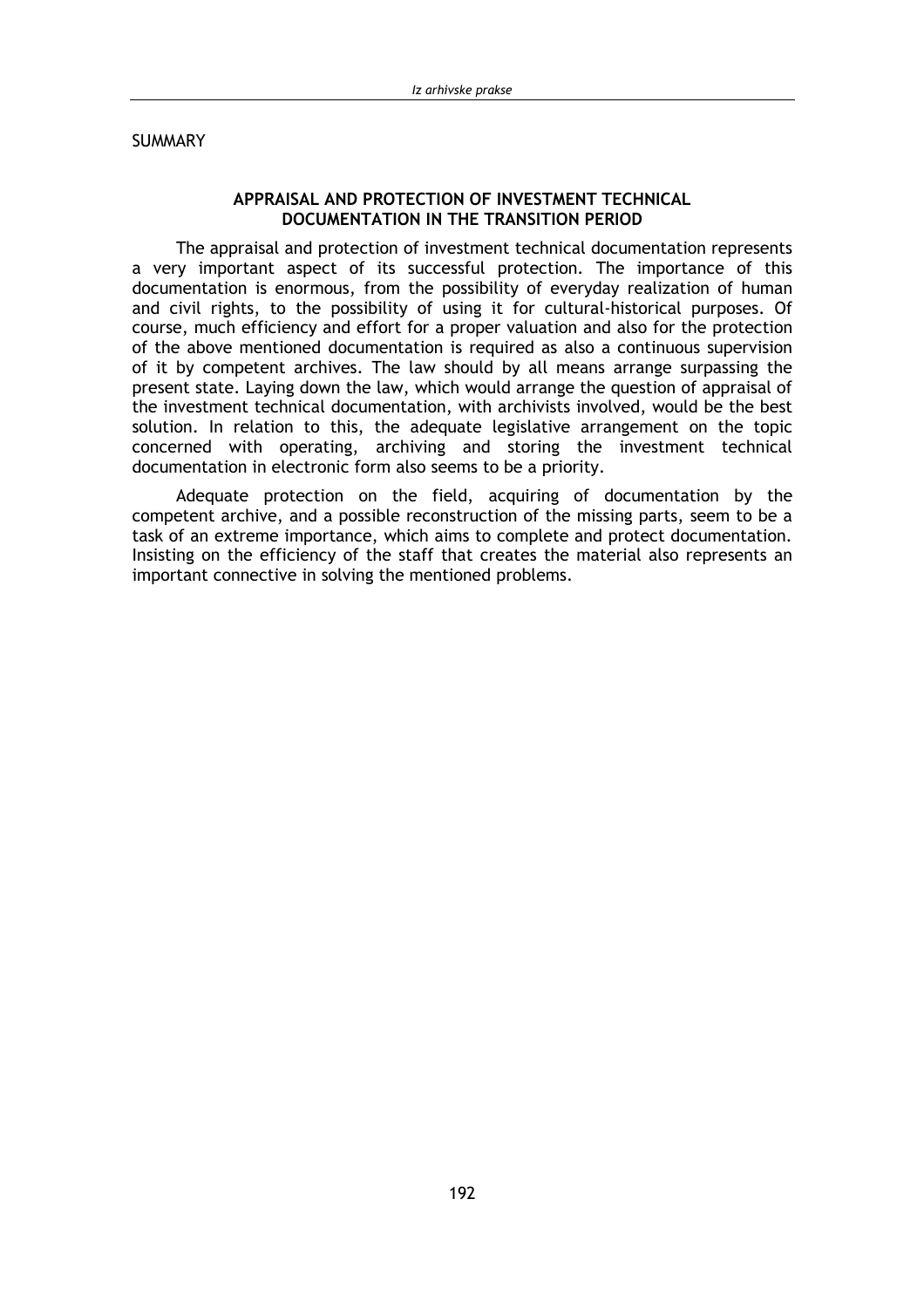SUMMARY

## APPRAISAL AND PROTECTION OF INVESTMENT TECHNICAL DOCUMENTATION IN THE TRANSITION PERIOD

The appraisal and protection of investment technical documentation represents a very important aspect of its successful protection. The importance of this documentation is enormous, from the possibility of everyday realization of human and civil rights, to the possibility of using it for cultural-historical purposes. Of course, much efficiency and effort for a proper valuation and also for the protection of the above mentioned documentation is required as also a continuous supervision of it by competent archives. The law should by all means arrange surpassing the present state. Laying down the law, which would arrange the question of appraisal of the investment technical documentation, with archivists involved, would be the best solution. In relation to this, the adequate legislative arrangement on the topic concerned with operating, archiving and storing the investment technical documentation in electronic form also seems to be a priority.

Adequate protection on the field, acquiring of documentation by the competent archive, and a possible reconstruction of the missing parts, seem to be a task of an extreme importance, which aims to complete and protect documentation. Insisting on the efficiency of the staff that creates the material also represents an important connective in solving the mentioned problems.